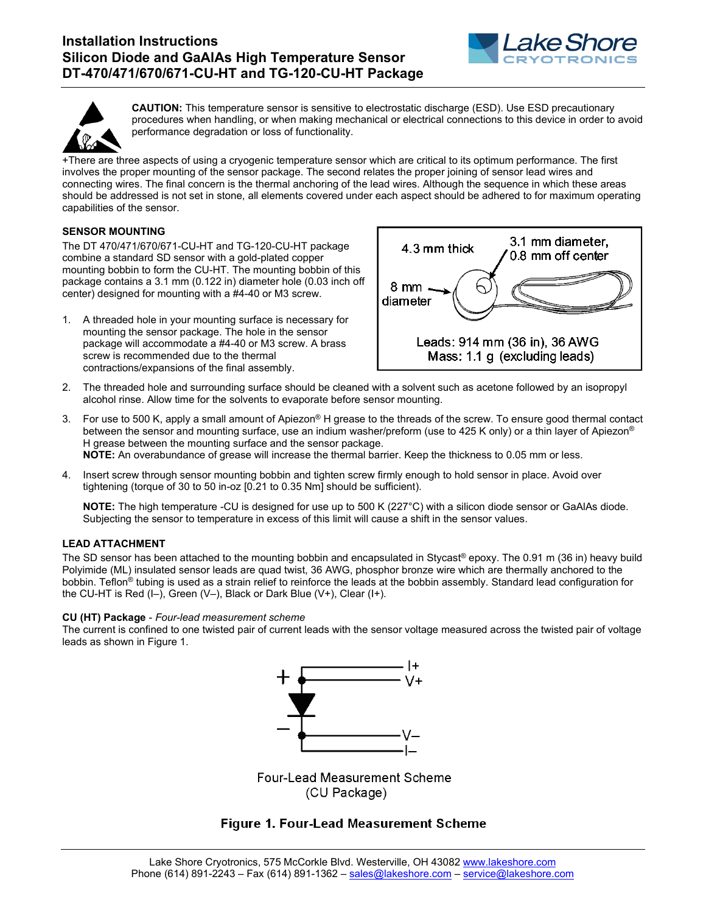# Installation Instructions
# Silicon Diode and GaAlAs High Temperature Sensor
# DT-470/471/670/671-CU-HT and TG-120-CU-HT Package

**CAUTION:** This temperature sensor is sensitive to electrostatic discharge (ESD). Use ESD precautionary procedures when handling, or when making mechanical or electrical connections to this device in order to avoid performance degradation or loss of functionality.

+There are three aspects of using a cryogenic temperature sensor which are critical to its optimum performance. The first involves the proper mounting of the sensor package. The second relates the proper joining of sensor lead wires and connecting wires. The final concern is the thermal anchoring of the lead wires. Although the sequence in which these areas should be addressed is not set in stone, all elements covered under each aspect should be adhered to for maximum operating capabilities of the sensor.

## SENSOR MOUNTING

The DT 470/471/670/671-CU-HT and TG-120-CU-HT package combine a standard SD sensor with a gold-plated copper mounting bobbin to form the CU-HT. The mounting bobbin of this package contains a 3.1 mm (0.122 in) diameter hole (0.03 inch off center) designed for mounting with a #4-40 or M3 screw.

4.3 mm thick
3.1 mm diameter, 0.8 mm off center
8 mm diameter
Leads: 914 mm (36 in), 36 AWG
Mass: 1.1 g (excluding leads)

1. A threaded hole in your mounting surface is necessary for mounting the sensor package. The hole in the sensor package will accommodate a #4-40 or M3 screw. A brass screw is recommended due to the thermal contractions/expansions of the final assembly.
2. The threaded hole and surrounding surface should be cleaned with a solvent such as acetone followed by an isopropyl alcohol rinse. Allow time for the solvents to evaporate before sensor mounting.
3. For use to 500 K, apply a small amount of Apiezon® H grease to the threads of the screw. To ensure good thermal contact between the sensor and mounting surface, use an indium washer/preform (use to 425 K only) or a thin layer of Apiezon® H grease between the mounting surface and the sensor package.
   **NOTE:** An overabundance of grease will increase the thermal barrier. Keep the thickness to 0.05 mm or less.
4. Insert screw through sensor mounting bobbin and tighten screw firmly enough to hold sensor in place. Avoid over tightening (torque of 30 to 50 in-oz [0.21 to 0.35 Nm] should be sufficient).

   **NOTE:** The high temperature -CU is designed for use up to 500 K (227°C) with a silicon diode sensor or GaAlAs diode. Subjecting the sensor to temperature in excess of this limit will cause a shift in the sensor values.

## LEAD ATTACHMENT

The SD sensor has been attached to the mounting bobbin and encapsulated in Stycast® epoxy. The 0.91 m (36 in) heavy build Polyimide (ML) insulated sensor leads are quad twist, 36 AWG, phosphor bronze wire which are thermally anchored to the bobbin. Teflon® tubing is used as a strain relief to reinforce the leads at the bobbin assembly. Standard lead configuration for the CU-HT is Red (I–), Green (V–), Black or Dark Blue (V+), Clear (I+).

### CU (HT) Package - *Four-lead measurement scheme*

The current is confined to one twisted pair of current leads with the sensor voltage measured across the twisted pair of voltage leads as shown in Figure 1.

I+
V+
+
–
V–
I–

Four-Lead Measurement Scheme
(CU Package)

**Figure 1. Four-Lead Measurement Scheme**

Lake Shore Cryotronics, 575 McCorkle Blvd. Westerville, OH 43082 www.lakeshore.com
Phone (614) 891-2243 – Fax (614) 891-1362 – sales@lakeshore.com – service@lakeshore.com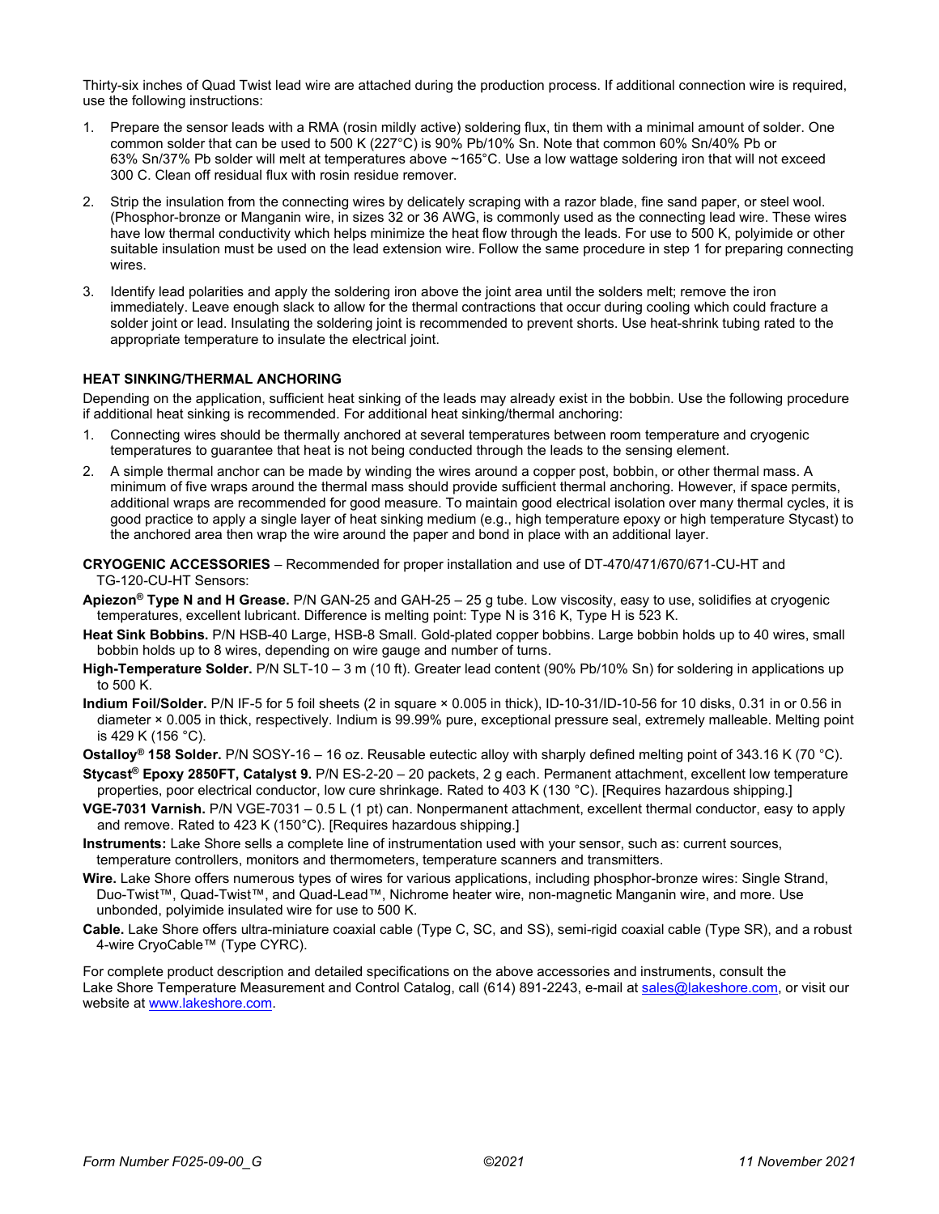Thirty-six inches of Quad Twist lead wire are attached during the production process. If additional connection wire is required, use the following instructions:

1. Prepare the sensor leads with a RMA (rosin mildly active) soldering flux, tin them with a minimal amount of solder. One common solder that can be used to 500 K (227°C) is 90% Pb/10% Sn. Note that common 60% Sn/40% Pb or 63% Sn/37% Pb solder will melt at temperatures above ~165°C. Use a low wattage soldering iron that will not exceed 300 C. Clean off residual flux with rosin residue remover.

2. Strip the insulation from the connecting wires by delicately scraping with a razor blade, fine sand paper, or steel wool. (Phosphor-bronze or Manganin wire, in sizes 32 or 36 AWG, is commonly used as the connecting lead wire. These wires have low thermal conductivity which helps minimize the heat flow through the leads. For use to 500 K, polyimide or other suitable insulation must be used on the lead extension wire. Follow the same procedure in step 1 for preparing connecting wires.

3. Identify lead polarities and apply the soldering iron above the joint area until the solders melt; remove the iron immediately. Leave enough slack to allow for the thermal contractions that occur during cooling which could fracture a solder joint or lead. Insulating the soldering joint is recommended to prevent shorts. Use heat-shrink tubing rated to the appropriate temperature to insulate the electrical joint.

### HEAT SINKING/THERMAL ANCHORING

Depending on the application, sufficient heat sinking of the leads may already exist in the bobbin. Use the following procedure if additional heat sinking is recommended. For additional heat sinking/thermal anchoring:

1. Connecting wires should be thermally anchored at several temperatures between room temperature and cryogenic temperatures to guarantee that heat is not being conducted through the leads to the sensing element.

2. A simple thermal anchor can be made by winding the wires around a copper post, bobbin, or other thermal mass. A minimum of five wraps around the thermal mass should provide sufficient thermal anchoring. However, if space permits, additional wraps are recommended for good measure. To maintain good electrical isolation over many thermal cycles, it is good practice to apply a single layer of heat sinking medium (e.g., high temperature epoxy or high temperature Stycast) to the anchored area then wrap the wire around the paper and bond in place with an additional layer.

**CRYOGENIC ACCESSORIES** – Recommended for proper installation and use of DT-470/471/670/671-CU-HT and TG-120-CU-HT Sensors:

**Apiezon® Type N and H Grease.** P/N GAN-25 and GAH-25 – 25 g tube. Low viscosity, easy to use, solidifies at cryogenic temperatures, excellent lubricant. Difference is melting point: Type N is 316 K, Type H is 523 K.

**Heat Sink Bobbins.** P/N HSB-40 Large, HSB-8 Small. Gold-plated copper bobbins. Large bobbin holds up to 40 wires, small bobbin holds up to 8 wires, depending on wire gauge and number of turns.

**High-Temperature Solder.** P/N SLT-10 – 3 m (10 ft). Greater lead content (90% Pb/10% Sn) for soldering in applications up to 500 K.

**Indium Foil/Solder.** P/N IF-5 for 5 foil sheets (2 in square × 0.005 in thick), ID-10-31/ID-10-56 for 10 disks, 0.31 in or 0.56 in diameter × 0.005 in thick, respectively. Indium is 99.99% pure, exceptional pressure seal, extremely malleable. Melting point is 429 K (156 °C).

**Ostalloy® 158 Solder.** P/N SOSY-16 – 16 oz. Reusable eutectic alloy with sharply defined melting point of 343.16 K (70 °C).

**Stycast® Epoxy 2850FT, Catalyst 9.** P/N ES-2-20 – 20 packets, 2 g each. Permanent attachment, excellent low temperature properties, poor electrical conductor, low cure shrinkage. Rated to 403 K (130 °C). [Requires hazardous shipping.]

**VGE-7031 Varnish.** P/N VGE-7031 – 0.5 L (1 pt) can. Nonpermanent attachment, excellent thermal conductor, easy to apply and remove. Rated to 423 K (150°C). [Requires hazardous shipping.]

**Instruments:** Lake Shore sells a complete line of instrumentation used with your sensor, such as: current sources, temperature controllers, monitors and thermometers, temperature scanners and transmitters.

**Wire.** Lake Shore offers numerous types of wires for various applications, including phosphor-bronze wires: Single Strand, Duo-Twist™, Quad-Twist™, and Quad-Lead™, Nichrome heater wire, non-magnetic Manganin wire, and more. Use unbonded, polyimide insulated wire for use to 500 K.

**Cable.** Lake Shore offers ultra-miniature coaxial cable (Type C, SC, and SS), semi-rigid coaxial cable (Type SR), and a robust 4-wire CryoCable™ (Type CYRC).

For complete product description and detailed specifications on the above accessories and instruments, consult the Lake Shore Temperature Measurement and Control Catalog, call (614) 891-2243, e-mail at sales@lakeshore.com, or visit our website at www.lakeshore.com.

*Form Number F025-09-00_G* *©2021* *11 November 2021*